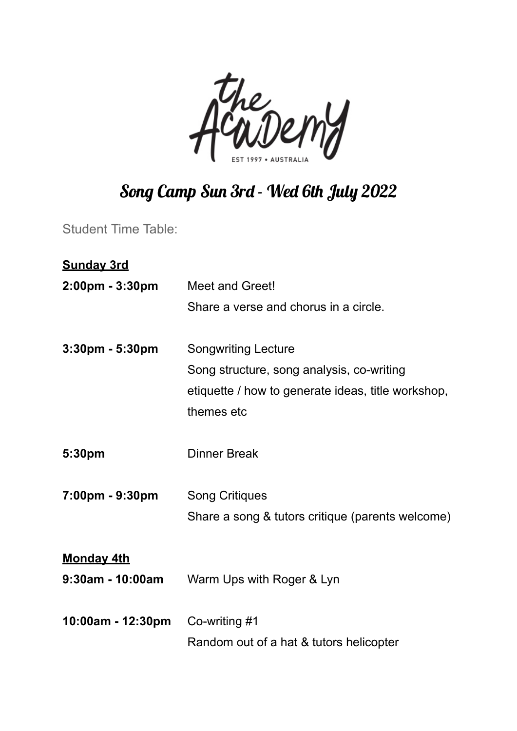the Academy

EST 1997 • AUSTRALIA

# Song Camp Sun 3rd - Wed 6th July 2022

Student Time Table:

**Sunday 3rd**

| | |
|---|---|
| **2:00pm - 3:30pm** | Meet and Greet! Share a verse and chorus in a circle. |
| **3:30pm - 5:30pm** | Songwriting Lecture Song structure, song analysis, co-writing etiquette / how to generate ideas, title workshop, themes etc |
| **5:30pm** | Dinner Break |
| **7:00pm - 9:30pm** | Song Critiques Share a song & tutors critique (parents welcome) |

**Monday 4th**

| | |
|---|---|
| **9:30am - 10:00am** | Warm Ups with Roger & Lyn |
| **10:00am - 12:30pm** | Co-writing #1 Random out of a hat & tutors helicopter |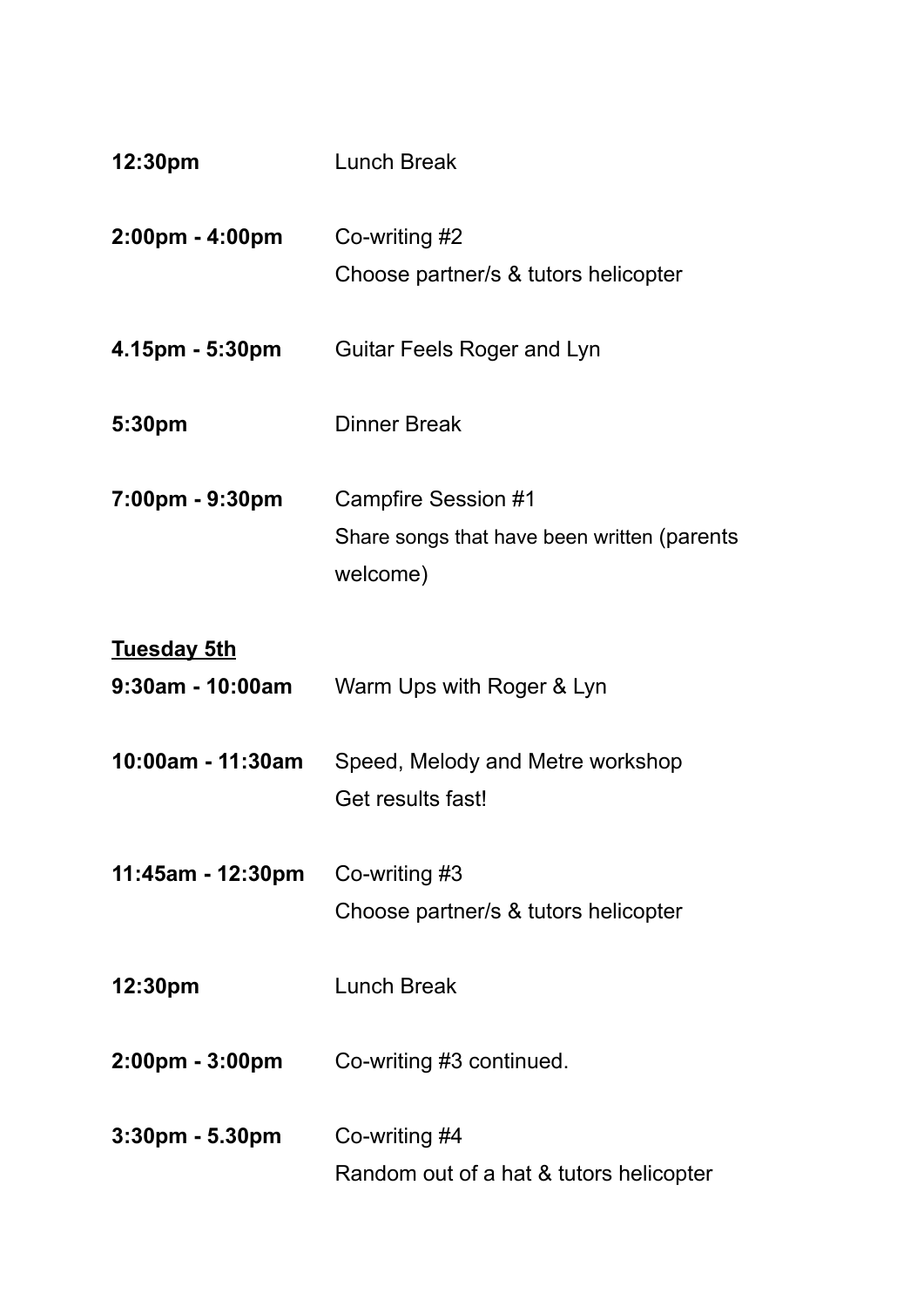**12:30pm** Lunch Break

**2:00pm - 4:00pm** Co-writing #2
Choose partner/s & tutors helicopter

**4.15pm - 5:30pm** Guitar Feels Roger and Lyn

**5:30pm** Dinner Break

**7:00pm - 9:30pm** Campfire Session #1
Share songs that have been written (parents welcome)

**<u>Tuesday 5th</u>**

**9:30am - 10:00am** Warm Ups with Roger & Lyn

**10:00am - 11:30am** Speed, Melody and Metre workshop
Get results fast!

**11:45am - 12:30pm** Co-writing #3
Choose partner/s & tutors helicopter

**12:30pm** Lunch Break

**2:00pm - 3:00pm** Co-writing #3 continued.

**3:30pm - 5.30pm** Co-writing #4
Random out of a hat & tutors helicopter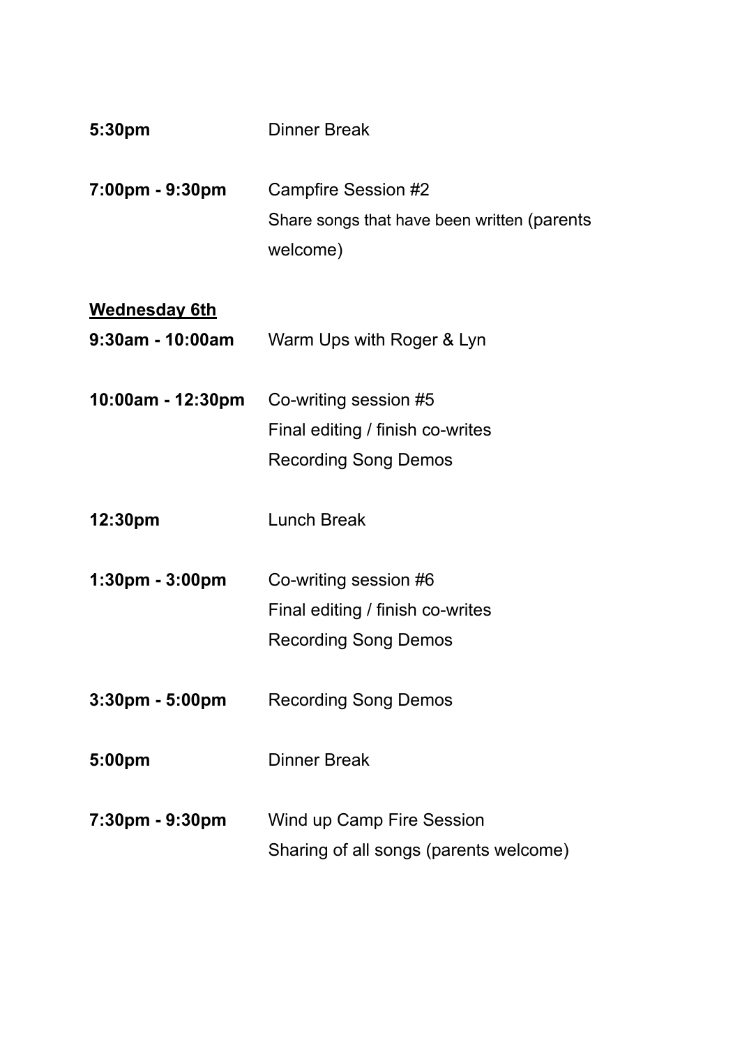**5:30pm** Dinner Break

**7:00pm - 9:30pm** Campfire Session #2
Share songs that have been written (parents welcome)

**<u>Wednesday 6th</u>**

**9:30am - 10:00am** Warm Ups with Roger & Lyn

**10:00am - 12:30pm** Co-writing session #5
Final editing / finish co-writes
Recording Song Demos

**12:30pm** Lunch Break

**1:30pm - 3:00pm** Co-writing session #6
Final editing / finish co-writes
Recording Song Demos

**3:30pm - 5:00pm** Recording Song Demos

**5:00pm** Dinner Break

**7:30pm - 9:30pm** Wind up Camp Fire Session
Sharing of all songs (parents welcome)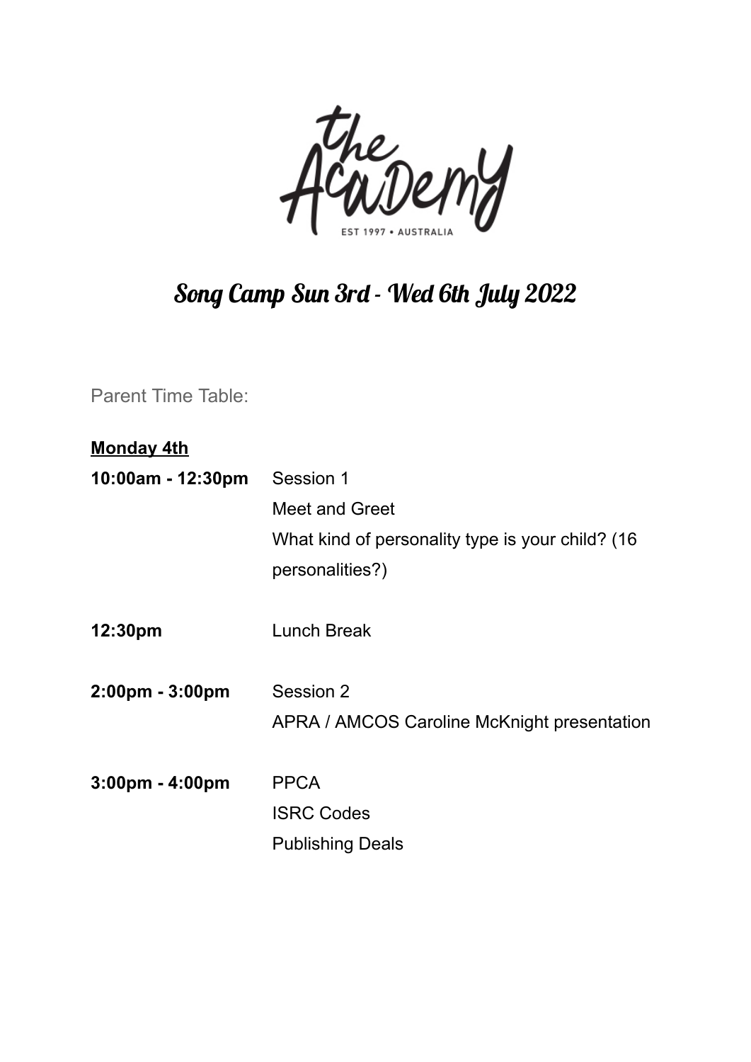# Song Camp Sun 3rd - Wed 6th July 2022

Parent Time Table:

**Monday 4th**

| | |
|---|---|
| **10:00am - 12:30pm** | Session 1<br>Meet and Greet<br>What kind of personality type is your child? (16 personalities?) |
| **12:30pm** | Lunch Break |
| **2:00pm - 3:00pm** | Session 2<br>APRA / AMCOS Caroline McKnight presentation |
| **3:00pm - 4:00pm** | PPCA<br>ISRC Codes<br>Publishing Deals |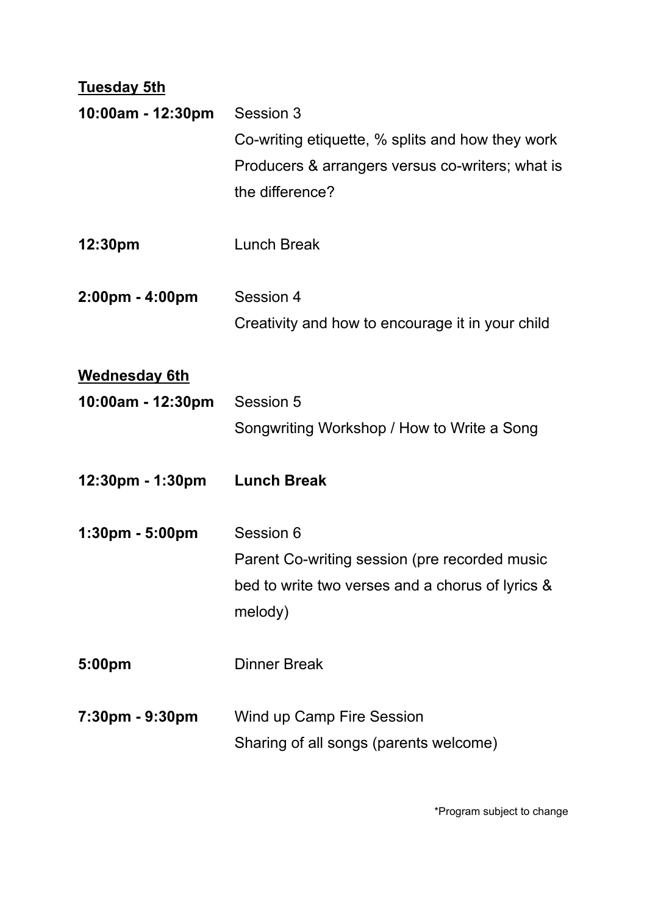**<u>Tuesday 5th</u>**

| | |
|---|---|
| **10:00am - 12:30pm** | Session 3<br>Co-writing etiquette, % splits and how they work<br>Producers & arrangers versus co-writers; what is the difference? |
| **12:30pm** | Lunch Break |
| **2:00pm - 4:00pm** | Session 4<br>Creativity and how to encourage it in your child |

**<u>Wednesday 6th</u>**

| | |
|---|---|
| **10:00am - 12:30pm** | Session 5<br>Songwriting Workshop / How to Write a Song |
| **12:30pm - 1:30pm** | **Lunch Break** |
| **1:30pm - 5:00pm** | Session 6<br>Parent Co-writing session (pre recorded music bed to write two verses and a chorus of lyrics & melody) |
| **5:00pm** | Dinner Break |
| **7:30pm - 9:30pm** | Wind up Camp Fire Session<br>Sharing of all songs (parents welcome) |

*Program subject to change